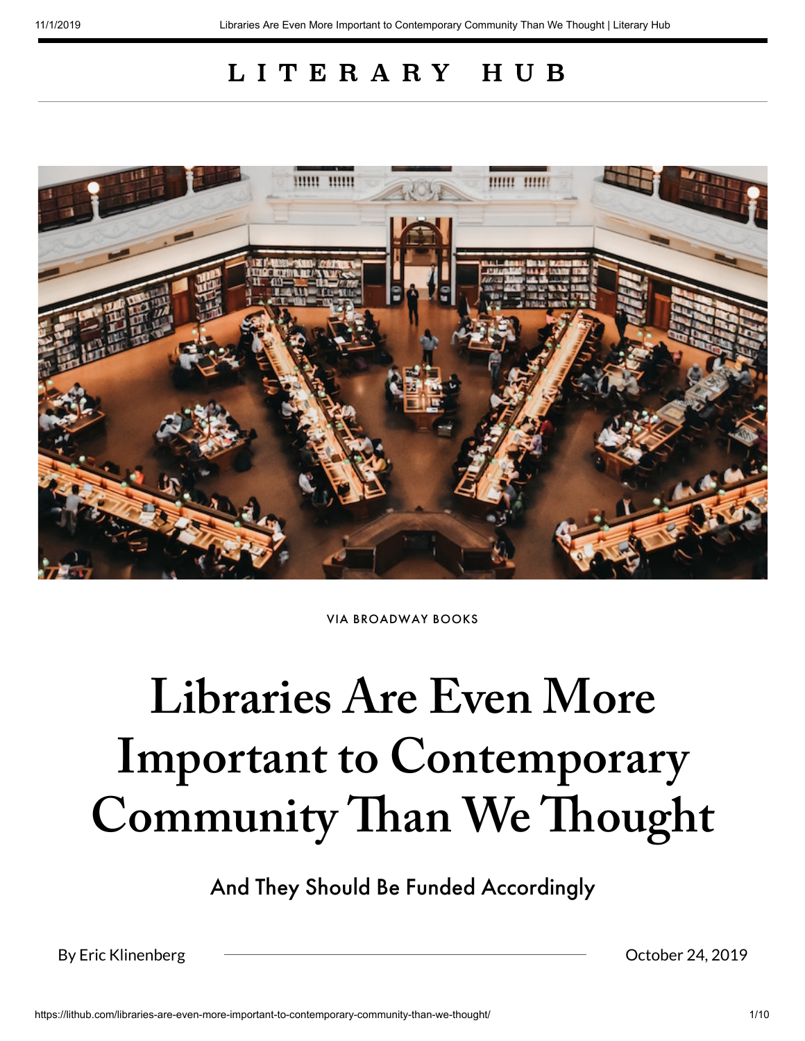# LITERARY HUB

VIA BROADWAY BOOKS

# Libraries Are Even More Important to Contemporary Community Than We Thought

## And They Should Be Funded Accordingly

By Eric Klinenberg

October 24, 2019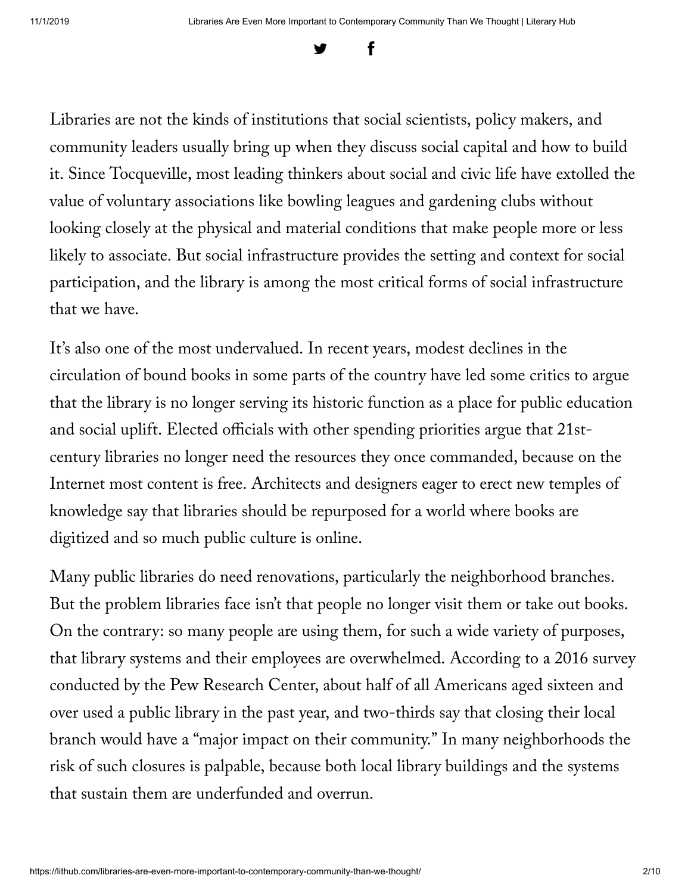Libraries are not the kinds of institutions that social scientists, policy makers, and community leaders usually bring up when they discuss social capital and how to build it. Since Tocqueville, most leading thinkers about social and civic life have extolled the value of voluntary associations like bowling leagues and gardening clubs without looking closely at the physical and material conditions that make people more or less likely to associate. But social infrastructure provides the setting and context for social participation, and the library is among the most critical forms of social infrastructure that we have.

It's also one of the most undervalued. In recent years, modest declines in the circulation of bound books in some parts of the country have led some critics to argue that the library is no longer serving its historic function as a place for public education and social uplift. Elected officials with other spending priorities argue that 21st-century libraries no longer need the resources they once commanded, because on the Internet most content is free. Architects and designers eager to erect new temples of knowledge say that libraries should be repurposed for a world where books are digitized and so much public culture is online.

Many public libraries do need renovations, particularly the neighborhood branches. But the problem libraries face isn't that people no longer visit them or take out books. On the contrary: so many people are using them, for such a wide variety of purposes, that library systems and their employees are overwhelmed. According to a 2016 survey conducted by the Pew Research Center, about half of all Americans aged sixteen and over used a public library in the past year, and two-thirds say that closing their local branch would have a "major impact on their community." In many neighborhoods the risk of such closures is palpable, because both local library buildings and the systems that sustain them are underfunded and overrun.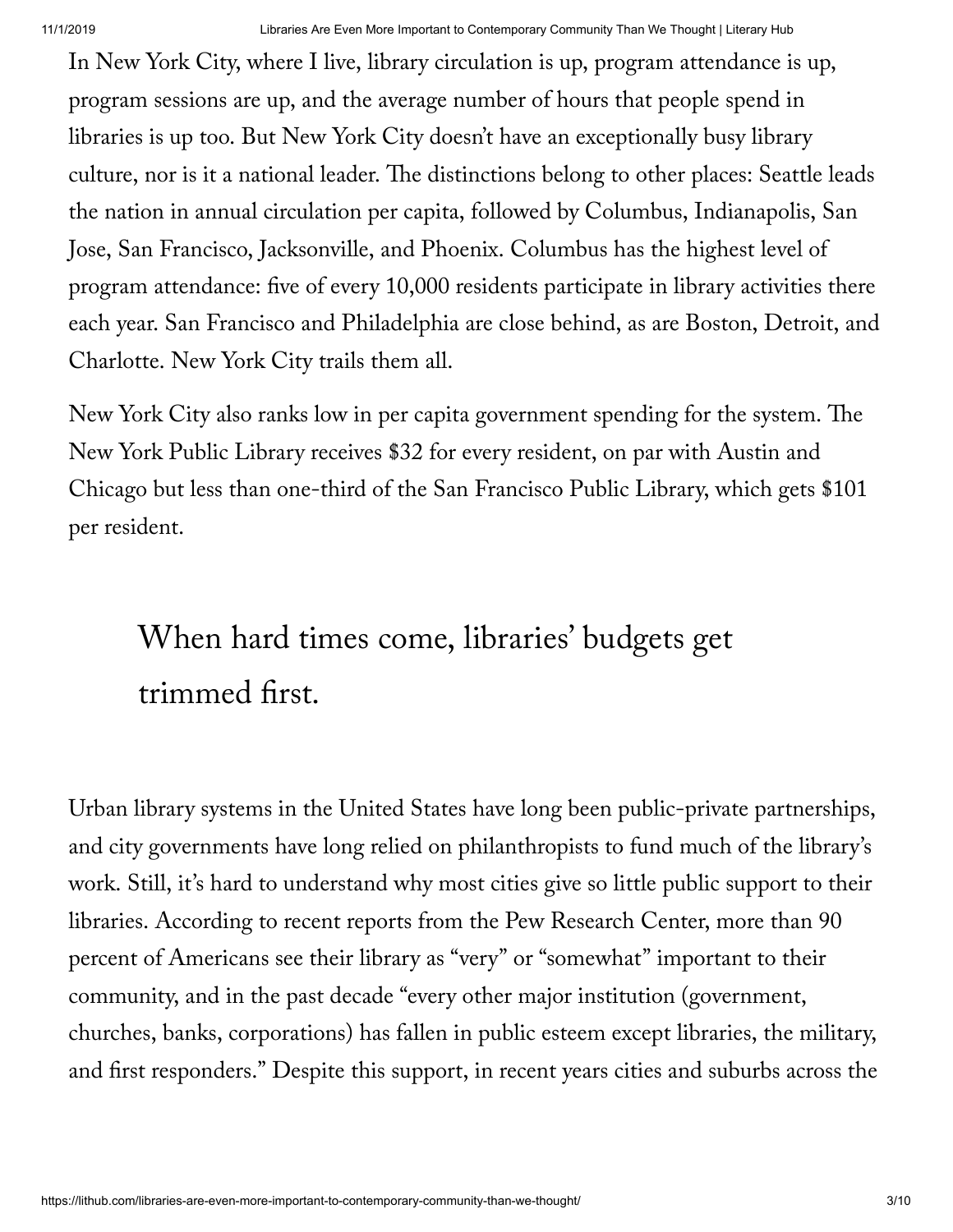In New York City, where I live, library circulation is up, program attendance is up, program sessions are up, and the average number of hours that people spend in libraries is up too. But New York City doesn't have an exceptionally busy library culture, nor is it a national leader. The distinctions belong to other places: Seattle leads the nation in annual circulation per capita, followed by Columbus, Indianapolis, San Jose, San Francisco, Jacksonville, and Phoenix. Columbus has the highest level of program attendance: five of every 10,000 residents participate in library activities there each year. San Francisco and Philadelphia are close behind, as are Boston, Detroit, and Charlotte. New York City trails them all.

New York City also ranks low in per capita government spending for the system. The New York Public Library receives $32 for every resident, on par with Austin and Chicago but less than one-third of the San Francisco Public Library, which gets $101 per resident.

> When hard times come, libraries' budgets get trimmed first.

Urban library systems in the United States have long been public-private partnerships, and city governments have long relied on philanthropists to fund much of the library's work. Still, it's hard to understand why most cities give so little public support to their libraries. According to recent reports from the Pew Research Center, more than 90 percent of Americans see their library as "very" or "somewhat" important to their community, and in the past decade "every other major institution (government, churches, banks, corporations) has fallen in public esteem except libraries, the military, and first responders." Despite this support, in recent years cities and suburbs across the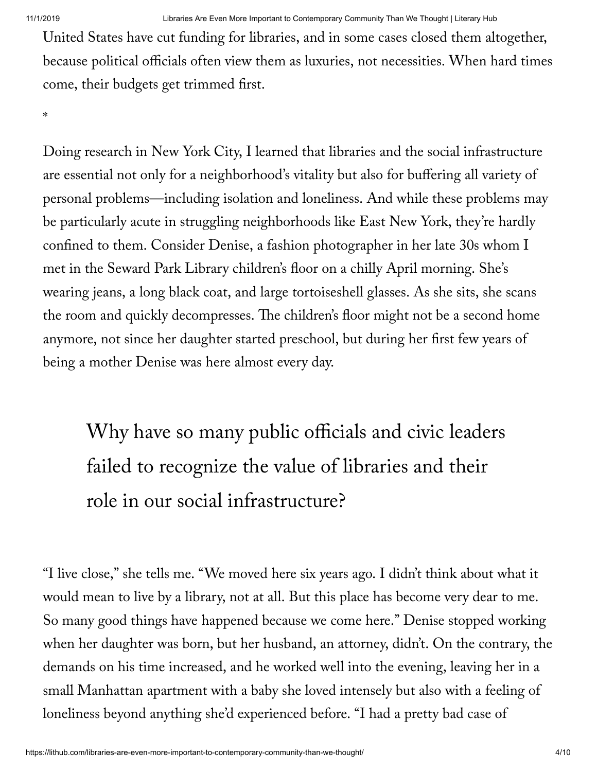United States have cut funding for libraries, and in some cases closed them altogether, because political officials often view them as luxuries, not necessities. When hard times come, their budgets get trimmed first.

*

Doing research in New York City, I learned that libraries and the social infrastructure are essential not only for a neighborhood's vitality but also for buffering all variety of personal problems—including isolation and loneliness. And while these problems may be particularly acute in struggling neighborhoods like East New York, they're hardly confined to them. Consider Denise, a fashion photographer in her late 30s whom I met in the Seward Park Library children's floor on a chilly April morning. She's wearing jeans, a long black coat, and large tortoiseshell glasses. As she sits, she scans the room and quickly decompresses. The children's floor might not be a second home anymore, not since her daughter started preschool, but during her first few years of being a mother Denise was here almost every day.

> Why have so many public officials and civic leaders failed to recognize the value of libraries and their role in our social infrastructure?

"I live close," she tells me. "We moved here six years ago. I didn't think about what it would mean to live by a library, not at all. But this place has become very dear to me. So many good things have happened because we come here." Denise stopped working when her daughter was born, but her husband, an attorney, didn't. On the contrary, the demands on his time increased, and he worked well into the evening, leaving her in a small Manhattan apartment with a baby she loved intensely but also with a feeling of loneliness beyond anything she'd experienced before. "I had a pretty bad case of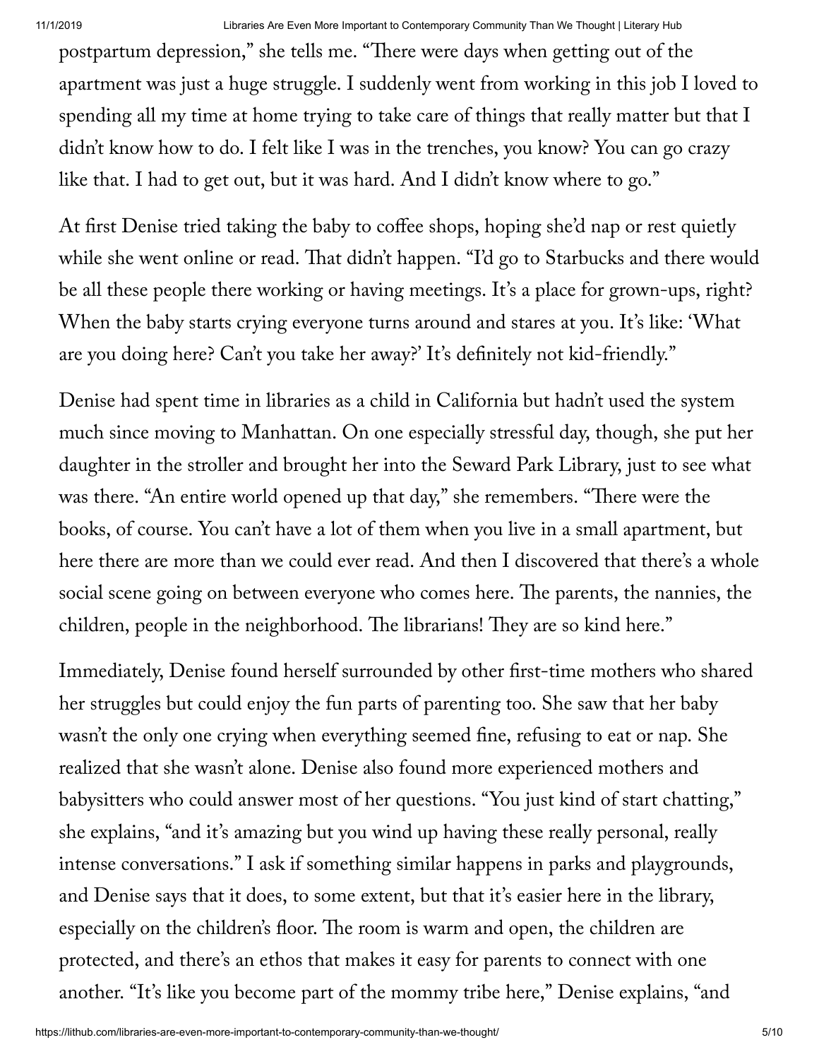postpartum depression," she tells me. "There were days when getting out of the apartment was just a huge struggle. I suddenly went from working in this job I loved to spending all my time at home trying to take care of things that really matter but that I didn't know how to do. I felt like I was in the trenches, you know? You can go crazy like that. I had to get out, but it was hard. And I didn't know where to go."

At first Denise tried taking the baby to coffee shops, hoping she'd nap or rest quietly while she went online or read. That didn't happen. "I'd go to Starbucks and there would be all these people there working or having meetings. It's a place for grown-ups, right? When the baby starts crying everyone turns around and stares at you. It's like: 'What are you doing here? Can't you take her away?' It's definitely not kid-friendly."

Denise had spent time in libraries as a child in California but hadn't used the system much since moving to Manhattan. On one especially stressful day, though, she put her daughter in the stroller and brought her into the Seward Park Library, just to see what was there. "An entire world opened up that day," she remembers. "There were the books, of course. You can't have a lot of them when you live in a small apartment, but here there are more than we could ever read. And then I discovered that there's a whole social scene going on between everyone who comes here. The parents, the nannies, the children, people in the neighborhood. The librarians! They are so kind here."

Immediately, Denise found herself surrounded by other first-time mothers who shared her struggles but could enjoy the fun parts of parenting too. She saw that her baby wasn't the only one crying when everything seemed fine, refusing to eat or nap. She realized that she wasn't alone. Denise also found more experienced mothers and babysitters who could answer most of her questions. "You just kind of start chatting," she explains, "and it's amazing but you wind up having these really personal, really intense conversations." I ask if something similar happens in parks and playgrounds, and Denise says that it does, to some extent, but that it's easier here in the library, especially on the children's floor. The room is warm and open, the children are protected, and there's an ethos that makes it easy for parents to connect with one another. "It's like you become part of the mommy tribe here," Denise explains, "and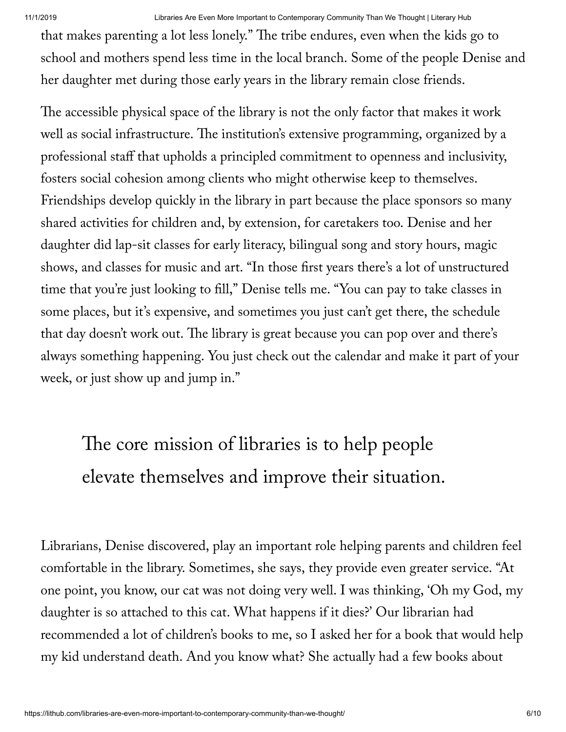that makes parenting a lot less lonely." The tribe endures, even when the kids go to school and mothers spend less time in the local branch. Some of the people Denise and her daughter met during those early years in the library remain close friends.

The accessible physical space of the library is not the only factor that makes it work well as social infrastructure. The institution's extensive programming, organized by a professional staff that upholds a principled commitment to openness and inclusivity, fosters social cohesion among clients who might otherwise keep to themselves. Friendships develop quickly in the library in part because the place sponsors so many shared activities for children and, by extension, for caretakers too. Denise and her daughter did lap-sit classes for early literacy, bilingual song and story hours, magic shows, and classes for music and art. "In those first years there's a lot of unstructured time that you're just looking to fill," Denise tells me. "You can pay to take classes in some places, but it's expensive, and sometimes you just can't get there, the schedule that day doesn't work out. The library is great because you can pop over and there's always something happening. You just check out the calendar and make it part of your week, or just show up and jump in."

> The core mission of libraries is to help people elevate themselves and improve their situation.

Librarians, Denise discovered, play an important role helping parents and children feel comfortable in the library. Sometimes, she says, they provide even greater service. "At one point, you know, our cat was not doing very well. I was thinking, 'Oh my God, my daughter is so attached to this cat. What happens if it dies?' Our librarian had recommended a lot of children's books to me, so I asked her for a book that would help my kid understand death. And you know what? She actually had a few books about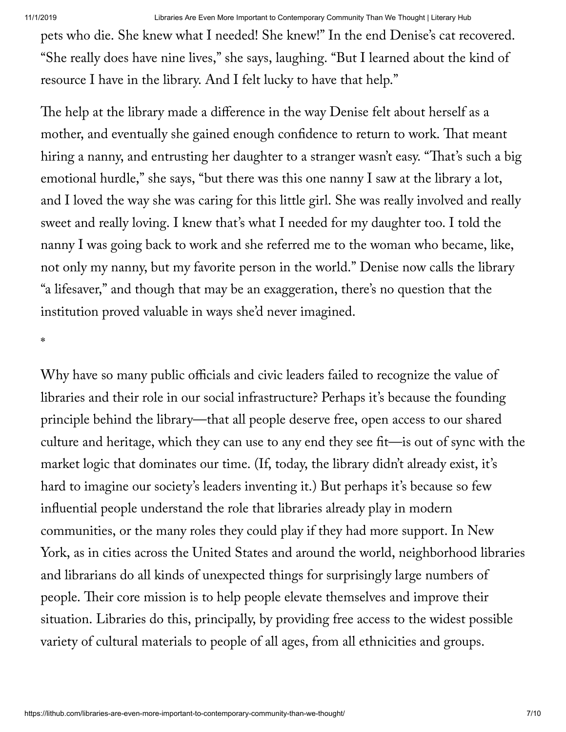pets who die. She knew what I needed! She knew!" In the end Denise's cat recovered. "She really does have nine lives," she says, laughing. "But I learned about the kind of resource I have in the library. And I felt lucky to have that help."

The help at the library made a difference in the way Denise felt about herself as a mother, and eventually she gained enough confidence to return to work. That meant hiring a nanny, and entrusting her daughter to a stranger wasn't easy. "That's such a big emotional hurdle," she says, "but there was this one nanny I saw at the library a lot, and I loved the way she was caring for this little girl. She was really involved and really sweet and really loving. I knew that's what I needed for my daughter too. I told the nanny I was going back to work and she referred me to the woman who became, like, not only my nanny, but my favorite person in the world." Denise now calls the library "a lifesaver," and though that may be an exaggeration, there's no question that the institution proved valuable in ways she'd never imagined.

*

Why have so many public officials and civic leaders failed to recognize the value of libraries and their role in our social infrastructure? Perhaps it's because the founding principle behind the library—that all people deserve free, open access to our shared culture and heritage, which they can use to any end they see fit—is out of sync with the market logic that dominates our time. (If, today, the library didn't already exist, it's hard to imagine our society's leaders inventing it.) But perhaps it's because so few influential people understand the role that libraries already play in modern communities, or the many roles they could play if they had more support. In New York, as in cities across the United States and around the world, neighborhood libraries and librarians do all kinds of unexpected things for surprisingly large numbers of people. Their core mission is to help people elevate themselves and improve their situation. Libraries do this, principally, by providing free access to the widest possible variety of cultural materials to people of all ages, from all ethnicities and groups.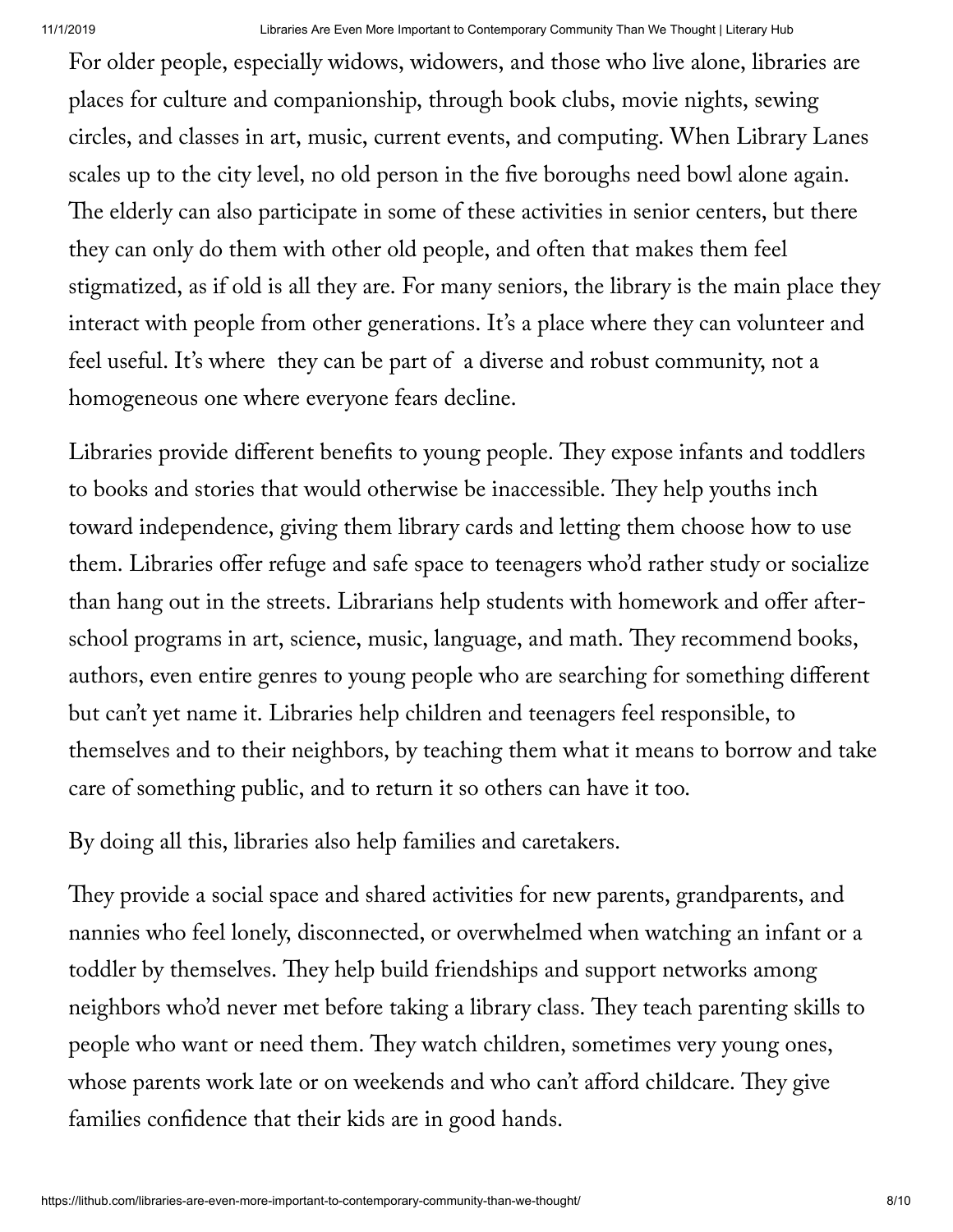For older people, especially widows, widowers, and those who live alone, libraries are places for culture and companionship, through book clubs, movie nights, sewing circles, and classes in art, music, current events, and computing. When Library Lanes scales up to the city level, no old person in the five boroughs need bowl alone again. The elderly can also participate in some of these activities in senior centers, but there they can only do them with other old people, and often that makes them feel stigmatized, as if old is all they are. For many seniors, the library is the main place they interact with people from other generations. It's a place where they can volunteer and feel useful. It's where they can be part of a diverse and robust community, not a homogeneous one where everyone fears decline.

Libraries provide different benefits to young people. They expose infants and toddlers to books and stories that would otherwise be inaccessible. They help youths inch toward independence, giving them library cards and letting them choose how to use them. Libraries offer refuge and safe space to teenagers who'd rather study or socialize than hang out in the streets. Librarians help students with homework and offer after-school programs in art, science, music, language, and math. They recommend books, authors, even entire genres to young people who are searching for something different but can't yet name it. Libraries help children and teenagers feel responsible, to themselves and to their neighbors, by teaching them what it means to borrow and take care of something public, and to return it so others can have it too.

By doing all this, libraries also help families and caretakers.

They provide a social space and shared activities for new parents, grandparents, and nannies who feel lonely, disconnected, or overwhelmed when watching an infant or a toddler by themselves. They help build friendships and support networks among neighbors who'd never met before taking a library class. They teach parenting skills to people who want or need them. They watch children, sometimes very young ones, whose parents work late or on weekends and who can't afford childcare. They give families confidence that their kids are in good hands.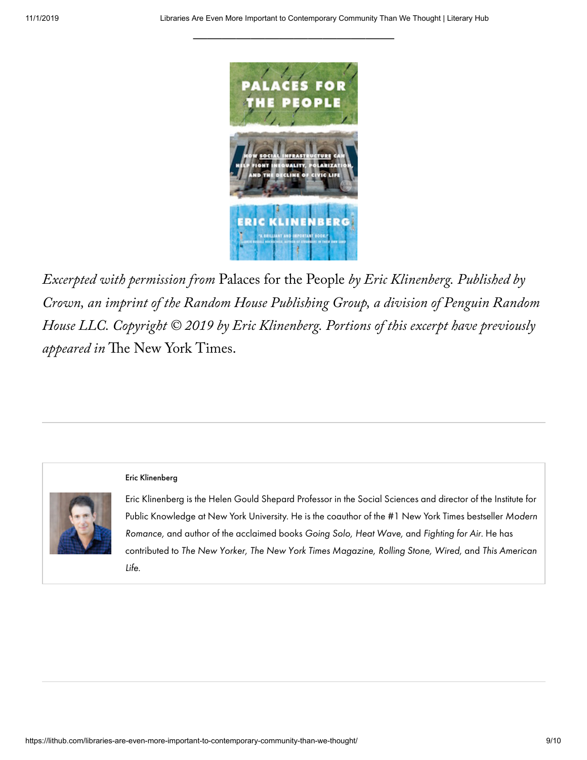*Excerpted with permission from* Palaces for the People *by Eric Klinenberg. Published by Crown, an imprint of the Random House Publishing Group, a division of Penguin Random House LLC. Copyright © 2019 by Eric Klinenberg. Portions of this excerpt have previously appeared in* The New York Times.

---

**Eric Klinenberg**

Eric Klinenberg is the Helen Gould Shepard Professor in the Social Sciences and director of the Institute for Public Knowledge at New York University. He is the coauthor of the #1 New York Times bestseller *Modern Romance,* and author of the acclaimed books *Going Solo, Heat Wave,* and *Fighting for Air*. He has contributed to *The New Yorker, The New York Times Magazine, Rolling Stone, Wired,* and *This American Life.*